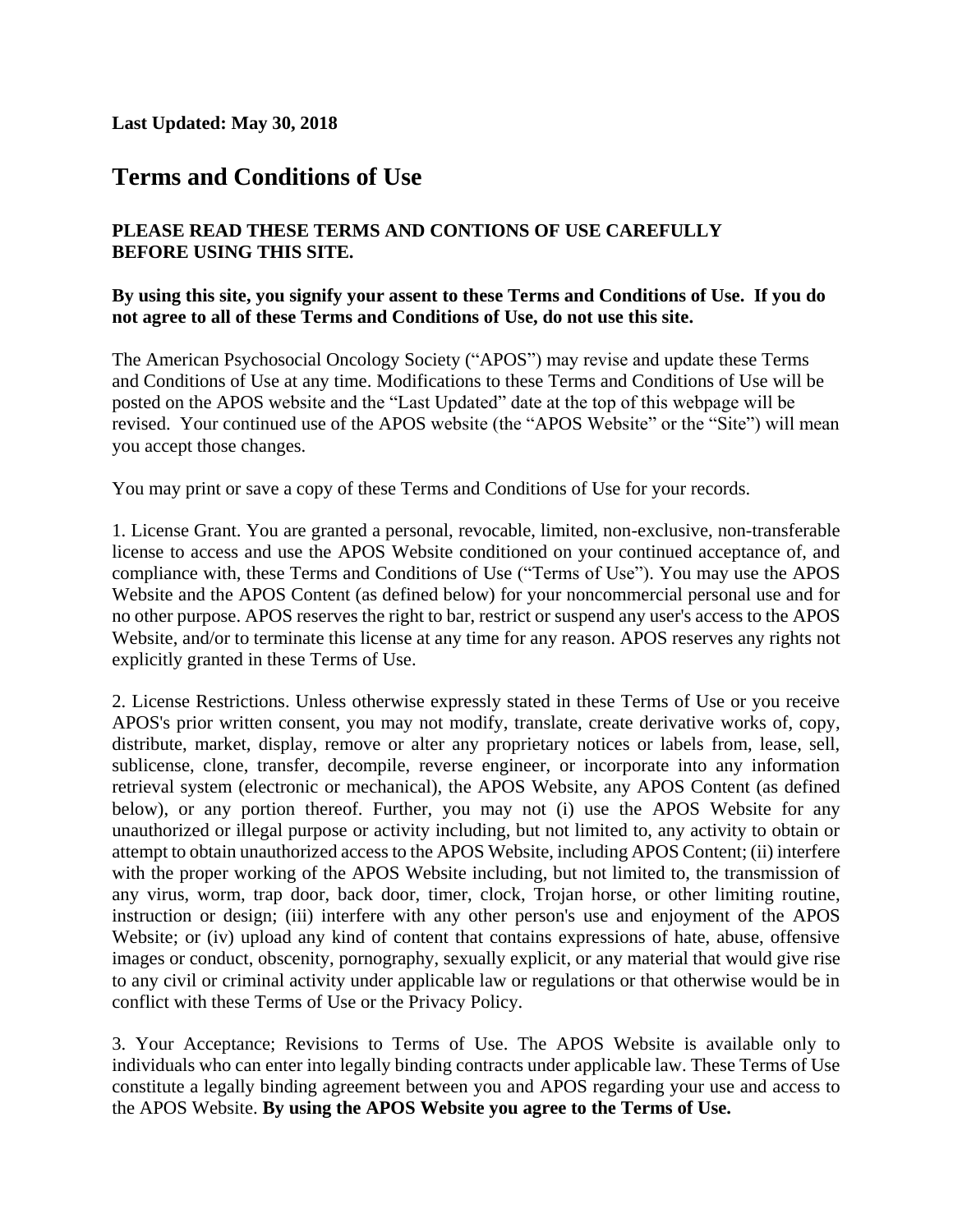**Last Updated: May 30, 2018**

# Terms and Conditions of Use

**PLEASE READ THESE TERMS AND CONTIONS OF USE CAREFULLY BEFORE USING THIS SITE.**

**By using this site, you signify your assent to these Terms and Conditions of Use. If you do not agree to all of these Terms and Conditions of Use, do not use this site.**

The American Psychosocial Oncology Society ("APOS") may revise and update these Terms and Conditions of Use at any time. Modifications to these Terms and Conditions of Use will be posted on the APOS website and the "Last Updated" date at the top of this webpage will be revised. Your continued use of the APOS website (the "APOS Website" or the "Site") will mean you accept those changes.

You may print or save a copy of these Terms and Conditions of Use for your records.

1. License Grant. You are granted a personal, revocable, limited, non-exclusive, non-transferable license to access and use the APOS Website conditioned on your continued acceptance of, and compliance with, these Terms and Conditions of Use ("Terms of Use"). You may use the APOS Website and the APOS Content (as defined below) for your noncommercial personal use and for no other purpose. APOS reserves the right to bar, restrict or suspend any user's access to the APOS Website, and/or to terminate this license at any time for any reason. APOS reserves any rights not explicitly granted in these Terms of Use.

2. License Restrictions. Unless otherwise expressly stated in these Terms of Use or you receive APOS's prior written consent, you may not modify, translate, create derivative works of, copy, distribute, market, display, remove or alter any proprietary notices or labels from, lease, sell, sublicense, clone, transfer, decompile, reverse engineer, or incorporate into any information retrieval system (electronic or mechanical), the APOS Website, any APOS Content (as defined below), or any portion thereof. Further, you may not (i) use the APOS Website for any unauthorized or illegal purpose or activity including, but not limited to, any activity to obtain or attempt to obtain unauthorized access to the APOS Website, including APOS Content; (ii) interfere with the proper working of the APOS Website including, but not limited to, the transmission of any virus, worm, trap door, back door, timer, clock, Trojan horse, or other limiting routine, instruction or design; (iii) interfere with any other person's use and enjoyment of the APOS Website; or (iv) upload any kind of content that contains expressions of hate, abuse, offensive images or conduct, obscenity, pornography, sexually explicit, or any material that would give rise to any civil or criminal activity under applicable law or regulations or that otherwise would be in conflict with these Terms of Use or the Privacy Policy.

3. Your Acceptance; Revisions to Terms of Use. The APOS Website is available only to individuals who can enter into legally binding contracts under applicable law. These Terms of Use constitute a legally binding agreement between you and APOS regarding your use and access to the APOS Website. **By using the APOS Website you agree to the Terms of Use.**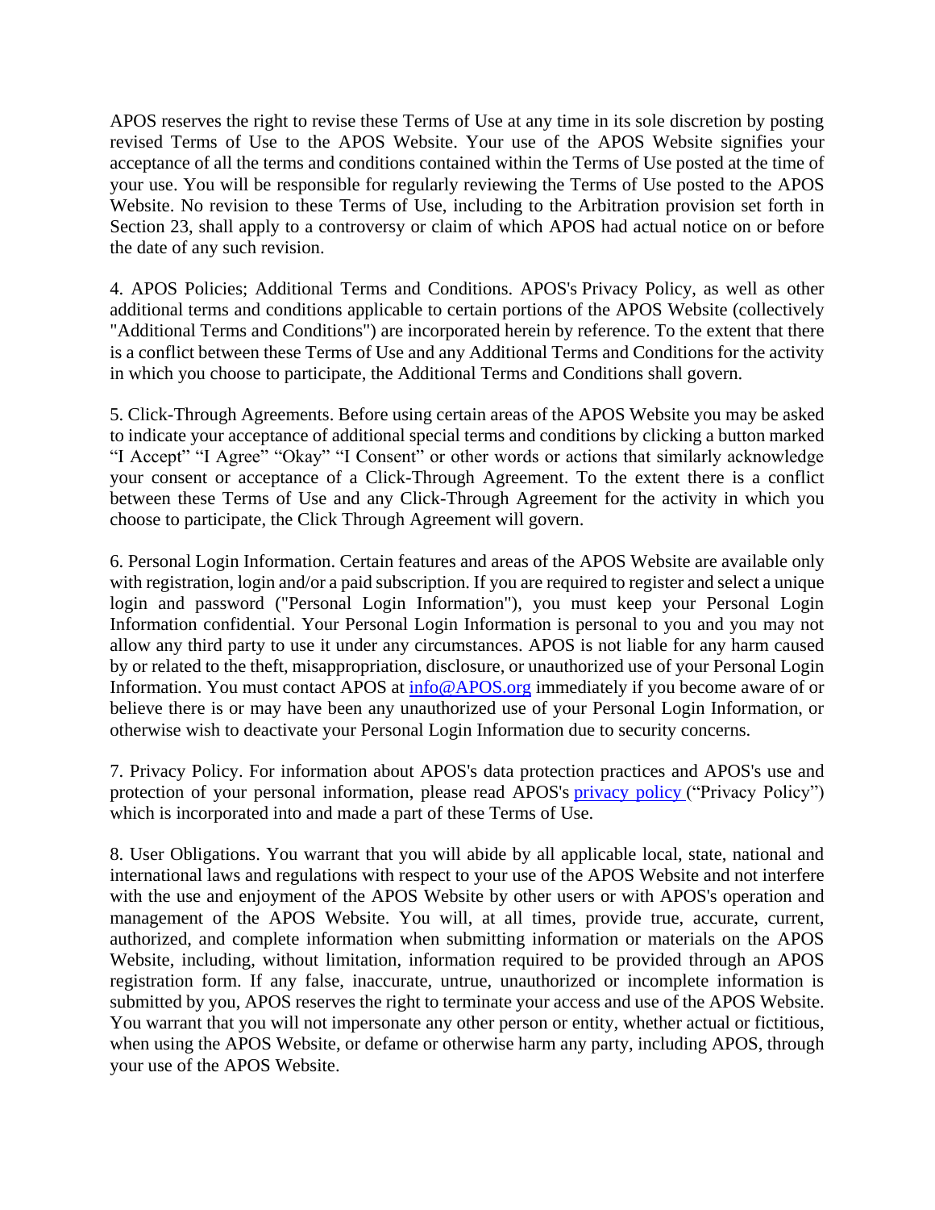APOS reserves the right to revise these Terms of Use at any time in its sole discretion by posting revised Terms of Use to the APOS Website. Your use of the APOS Website signifies your acceptance of all the terms and conditions contained within the Terms of Use posted at the time of your use. You will be responsible for regularly reviewing the Terms of Use posted to the APOS Website. No revision to these Terms of Use, including to the Arbitration provision set forth in Section 23, shall apply to a controversy or claim of which APOS had actual notice on or before the date of any such revision.

4. APOS Policies; Additional Terms and Conditions. APOS's Privacy Policy, as well as other additional terms and conditions applicable to certain portions of the APOS Website (collectively "Additional Terms and Conditions") are incorporated herein by reference. To the extent that there is a conflict between these Terms of Use and any Additional Terms and Conditions for the activity in which you choose to participate, the Additional Terms and Conditions shall govern.

5. Click-Through Agreements. Before using certain areas of the APOS Website you may be asked to indicate your acceptance of additional special terms and conditions by clicking a button marked "I Accept" "I Agree" "Okay" "I Consent" or other words or actions that similarly acknowledge your consent or acceptance of a Click-Through Agreement. To the extent there is a conflict between these Terms of Use and any Click-Through Agreement for the activity in which you choose to participate, the Click Through Agreement will govern.

6. Personal Login Information. Certain features and areas of the APOS Website are available only with registration, login and/or a paid subscription. If you are required to register and select a unique login and password ("Personal Login Information"), you must keep your Personal Login Information confidential. Your Personal Login Information is personal to you and you may not allow any third party to use it under any circumstances. APOS is not liable for any harm caused by or related to the theft, misappropriation, disclosure, or unauthorized use of your Personal Login Information. You must contact APOS at [info@APOS.org](mailto:info@APOS.org) immediately if you become aware of or believe there is or may have been any unauthorized use of your Personal Login Information, or otherwise wish to deactivate your Personal Login Information due to security concerns.

7. Privacy Policy. For information about APOS's data protection practices and APOS's use and protection of your personal information, please read APOS's privacy policy ("Privacy Policy") which is incorporated into and made a part of these Terms of Use.

8. User Obligations. You warrant that you will abide by all applicable local, state, national and international laws and regulations with respect to your use of the APOS Website and not interfere with the use and enjoyment of the APOS Website by other users or with APOS's operation and management of the APOS Website. You will, at all times, provide true, accurate, current, authorized, and complete information when submitting information or materials on the APOS Website, including, without limitation, information required to be provided through an APOS registration form. If any false, inaccurate, untrue, unauthorized or incomplete information is submitted by you, APOS reserves the right to terminate your access and use of the APOS Website. You warrant that you will not impersonate any other person or entity, whether actual or fictitious, when using the APOS Website, or defame or otherwise harm any party, including APOS, through your use of the APOS Website.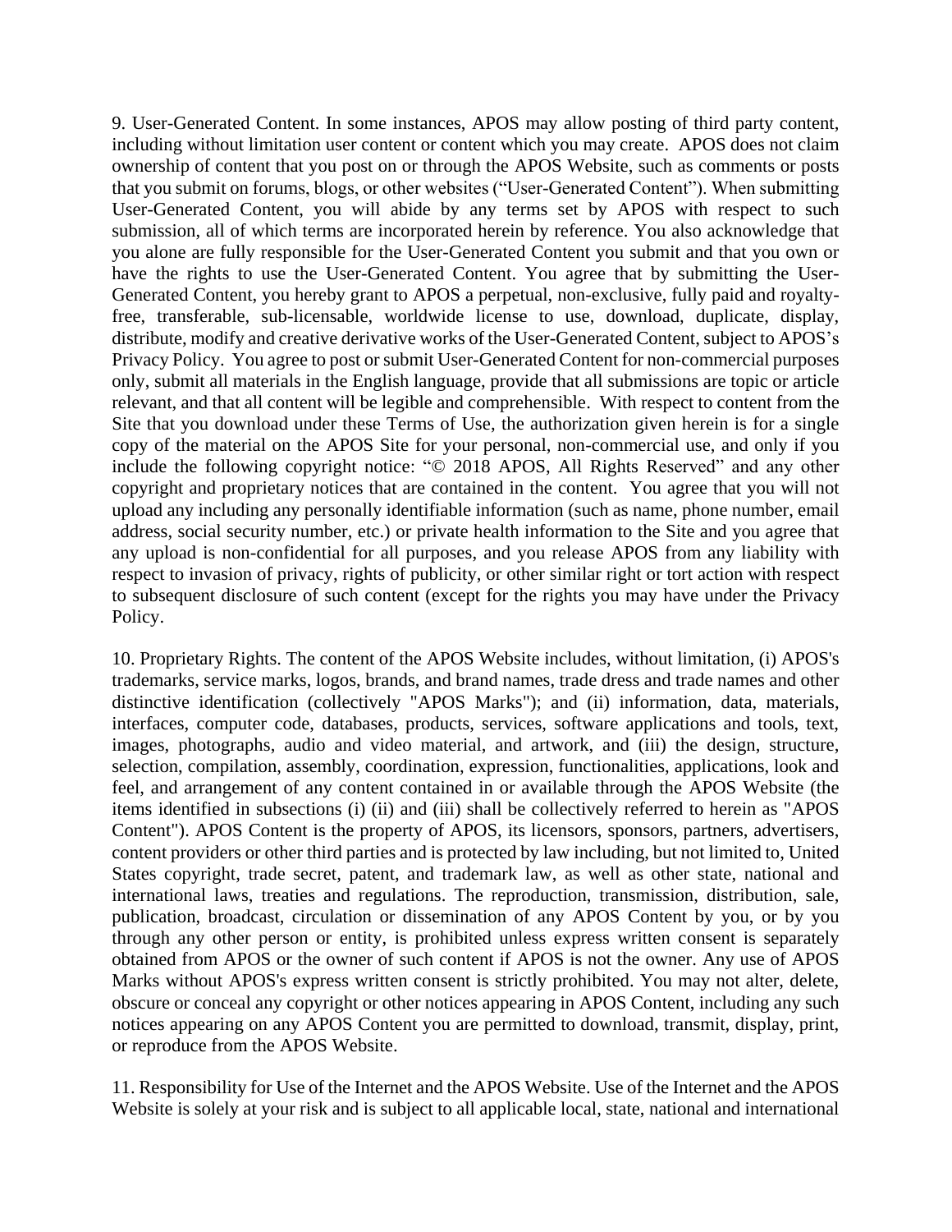9. User-Generated Content. In some instances, APOS may allow posting of third party content, including without limitation user content or content which you may create. APOS does not claim ownership of content that you post on or through the APOS Website, such as comments or posts that you submit on forums, blogs, or other websites ("User-Generated Content"). When submitting User-Generated Content, you will abide by any terms set by APOS with respect to such submission, all of which terms are incorporated herein by reference. You also acknowledge that you alone are fully responsible for the User-Generated Content you submit and that you own or have the rights to use the User-Generated Content. You agree that by submitting the User-Generated Content, you hereby grant to APOS a perpetual, non-exclusive, fully paid and royalty-free, transferable, sub-licensable, worldwide license to use, download, duplicate, display, distribute, modify and creative derivative works of the User-Generated Content, subject to APOS's Privacy Policy. You agree to post or submit User-Generated Content for non-commercial purposes only, submit all materials in the English language, provide that all submissions are topic or article relevant, and that all content will be legible and comprehensible. With respect to content from the Site that you download under these Terms of Use, the authorization given herein is for a single copy of the material on the APOS Site for your personal, non-commercial use, and only if you include the following copyright notice: "© 2018 APOS, All Rights Reserved" and any other copyright and proprietary notices that are contained in the content. You agree that you will not upload any including any personally identifiable information (such as name, phone number, email address, social security number, etc.) or private health information to the Site and you agree that any upload is non-confidential for all purposes, and you release APOS from any liability with respect to invasion of privacy, rights of publicity, or other similar right or tort action with respect to subsequent disclosure of such content (except for the rights you may have under the Privacy Policy.

10. Proprietary Rights. The content of the APOS Website includes, without limitation, (i) APOS's trademarks, service marks, logos, brands, and brand names, trade dress and trade names and other distinctive identification (collectively "APOS Marks"); and (ii) information, data, materials, interfaces, computer code, databases, products, services, software applications and tools, text, images, photographs, audio and video material, and artwork, and (iii) the design, structure, selection, compilation, assembly, coordination, expression, functionalities, applications, look and feel, and arrangement of any content contained in or available through the APOS Website (the items identified in subsections (i) (ii) and (iii) shall be collectively referred to herein as "APOS Content"). APOS Content is the property of APOS, its licensors, sponsors, partners, advertisers, content providers or other third parties and is protected by law including, but not limited to, United States copyright, trade secret, patent, and trademark law, as well as other state, national and international laws, treaties and regulations. The reproduction, transmission, distribution, sale, publication, broadcast, circulation or dissemination of any APOS Content by you, or by you through any other person or entity, is prohibited unless express written consent is separately obtained from APOS or the owner of such content if APOS is not the owner. Any use of APOS Marks without APOS's express written consent is strictly prohibited. You may not alter, delete, obscure or conceal any copyright or other notices appearing in APOS Content, including any such notices appearing on any APOS Content you are permitted to download, transmit, display, print, or reproduce from the APOS Website.

11. Responsibility for Use of the Internet and the APOS Website. Use of the Internet and the APOS Website is solely at your risk and is subject to all applicable local, state, national and international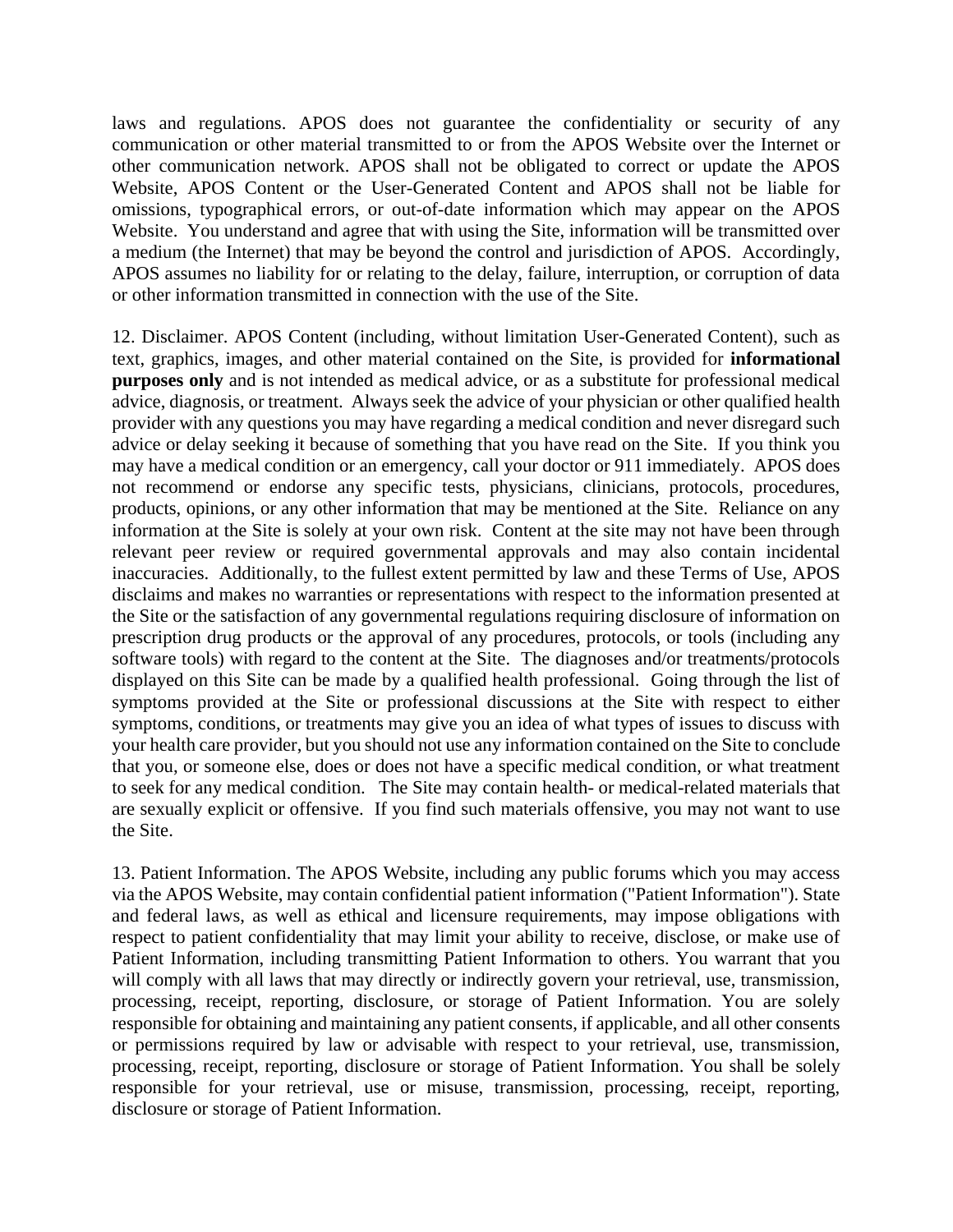laws and regulations. APOS does not guarantee the confidentiality or security of any communication or other material transmitted to or from the APOS Website over the Internet or other communication network. APOS shall not be obligated to correct or update the APOS Website, APOS Content or the User-Generated Content and APOS shall not be liable for omissions, typographical errors, or out-of-date information which may appear on the APOS Website. You understand and agree that with using the Site, information will be transmitted over a medium (the Internet) that may be beyond the control and jurisdiction of APOS. Accordingly, APOS assumes no liability for or relating to the delay, failure, interruption, or corruption of data or other information transmitted in connection with the use of the Site.

12. Disclaimer. APOS Content (including, without limitation User-Generated Content), such as text, graphics, images, and other material contained on the Site, is provided for **informational purposes only** and is not intended as medical advice, or as a substitute for professional medical advice, diagnosis, or treatment. Always seek the advice of your physician or other qualified health provider with any questions you may have regarding a medical condition and never disregard such advice or delay seeking it because of something that you have read on the Site. If you think you may have a medical condition or an emergency, call your doctor or 911 immediately. APOS does not recommend or endorse any specific tests, physicians, clinicians, protocols, procedures, products, opinions, or any other information that may be mentioned at the Site. Reliance on any information at the Site is solely at your own risk. Content at the site may not have been through relevant peer review or required governmental approvals and may also contain incidental inaccuracies. Additionally, to the fullest extent permitted by law and these Terms of Use, APOS disclaims and makes no warranties or representations with respect to the information presented at the Site or the satisfaction of any governmental regulations requiring disclosure of information on prescription drug products or the approval of any procedures, protocols, or tools (including any software tools) with regard to the content at the Site. The diagnoses and/or treatments/protocols displayed on this Site can be made by a qualified health professional. Going through the list of symptoms provided at the Site or professional discussions at the Site with respect to either symptoms, conditions, or treatments may give you an idea of what types of issues to discuss with your health care provider, but you should not use any information contained on the Site to conclude that you, or someone else, does or does not have a specific medical condition, or what treatment to seek for any medical condition. The Site may contain health- or medical-related materials that are sexually explicit or offensive. If you find such materials offensive, you may not want to use the Site.

13. Patient Information. The APOS Website, including any public forums which you may access via the APOS Website, may contain confidential patient information ("Patient Information"). State and federal laws, as well as ethical and licensure requirements, may impose obligations with respect to patient confidentiality that may limit your ability to receive, disclose, or make use of Patient Information, including transmitting Patient Information to others. You warrant that you will comply with all laws that may directly or indirectly govern your retrieval, use, transmission, processing, receipt, reporting, disclosure, or storage of Patient Information. You are solely responsible for obtaining and maintaining any patient consents, if applicable, and all other consents or permissions required by law or advisable with respect to your retrieval, use, transmission, processing, receipt, reporting, disclosure or storage of Patient Information. You shall be solely responsible for your retrieval, use or misuse, transmission, processing, receipt, reporting, disclosure or storage of Patient Information.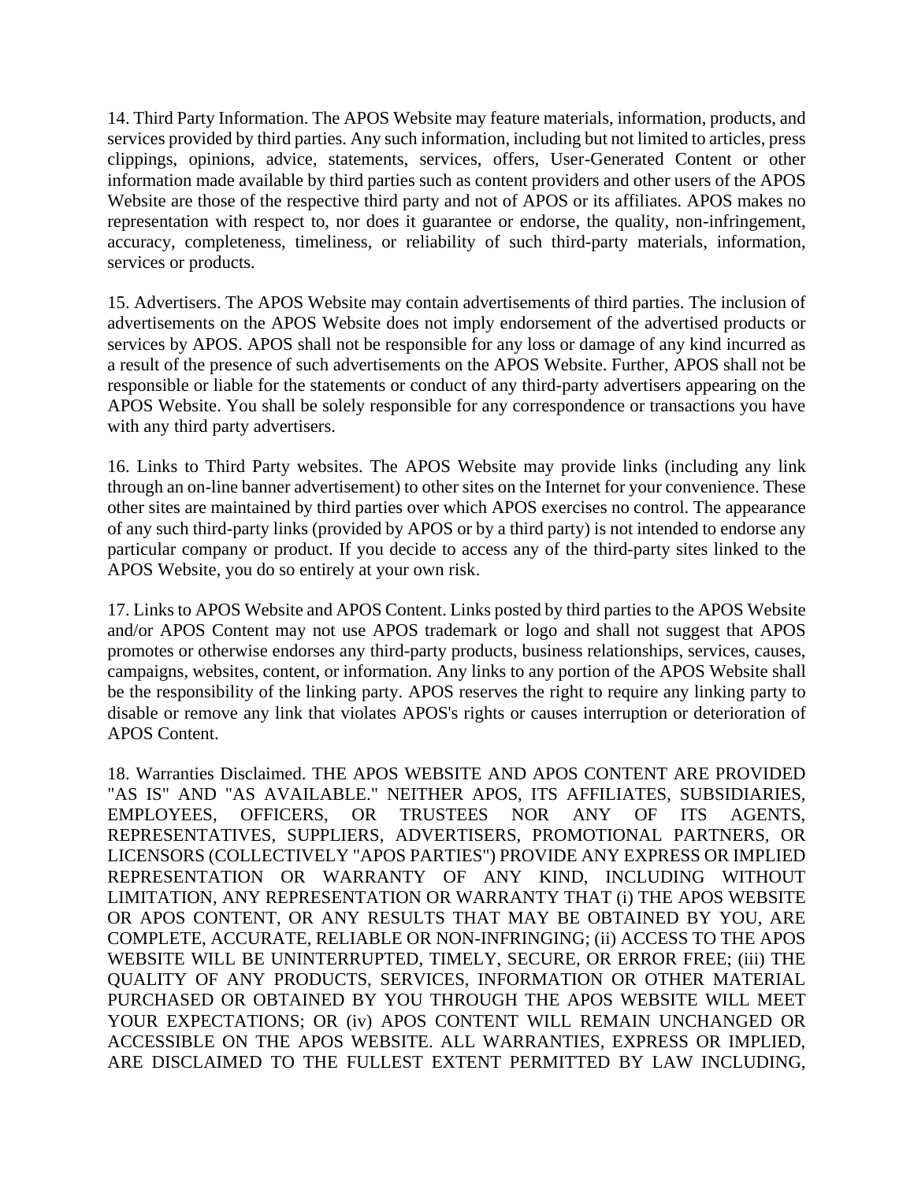14. Third Party Information. The APOS Website may feature materials, information, products, and services provided by third parties. Any such information, including but not limited to articles, press clippings, opinions, advice, statements, services, offers, User-Generated Content or other information made available by third parties such as content providers and other users of the APOS Website are those of the respective third party and not of APOS or its affiliates. APOS makes no representation with respect to, nor does it guarantee or endorse, the quality, non-infringement, accuracy, completeness, timeliness, or reliability of such third-party materials, information, services or products.

15. Advertisers. The APOS Website may contain advertisements of third parties. The inclusion of advertisements on the APOS Website does not imply endorsement of the advertised products or services by APOS. APOS shall not be responsible for any loss or damage of any kind incurred as a result of the presence of such advertisements on the APOS Website. Further, APOS shall not be responsible or liable for the statements or conduct of any third-party advertisers appearing on the APOS Website. You shall be solely responsible for any correspondence or transactions you have with any third party advertisers.

16. Links to Third Party websites. The APOS Website may provide links (including any link through an on-line banner advertisement) to other sites on the Internet for your convenience. These other sites are maintained by third parties over which APOS exercises no control. The appearance of any such third-party links (provided by APOS or by a third party) is not intended to endorse any particular company or product. If you decide to access any of the third-party sites linked to the APOS Website, you do so entirely at your own risk.

17. Links to APOS Website and APOS Content. Links posted by third parties to the APOS Website and/or APOS Content may not use APOS trademark or logo and shall not suggest that APOS promotes or otherwise endorses any third-party products, business relationships, services, causes, campaigns, websites, content, or information. Any links to any portion of the APOS Website shall be the responsibility of the linking party. APOS reserves the right to require any linking party to disable or remove any link that violates APOS's rights or causes interruption or deterioration of APOS Content.

18. Warranties Disclaimed. THE APOS WEBSITE AND APOS CONTENT ARE PROVIDED "AS IS" AND "AS AVAILABLE." NEITHER APOS, ITS AFFILIATES, SUBSIDIARIES, EMPLOYEES, OFFICERS, OR TRUSTEES NOR ANY OF ITS AGENTS, REPRESENTATIVES, SUPPLIERS, ADVERTISERS, PROMOTIONAL PARTNERS, OR LICENSORS (COLLECTIVELY "APOS PARTIES") PROVIDE ANY EXPRESS OR IMPLIED REPRESENTATION OR WARRANTY OF ANY KIND, INCLUDING WITHOUT LIMITATION, ANY REPRESENTATION OR WARRANTY THAT (i) THE APOS WEBSITE OR APOS CONTENT, OR ANY RESULTS THAT MAY BE OBTAINED BY YOU, ARE COMPLETE, ACCURATE, RELIABLE OR NON-INFRINGING; (ii) ACCESS TO THE APOS WEBSITE WILL BE UNINTERRUPTED, TIMELY, SECURE, OR ERROR FREE; (iii) THE QUALITY OF ANY PRODUCTS, SERVICES, INFORMATION OR OTHER MATERIAL PURCHASED OR OBTAINED BY YOU THROUGH THE APOS WEBSITE WILL MEET YOUR EXPECTATIONS; OR (iv) APOS CONTENT WILL REMAIN UNCHANGED OR ACCESSIBLE ON THE APOS WEBSITE. ALL WARRANTIES, EXPRESS OR IMPLIED, ARE DISCLAIMED TO THE FULLEST EXTENT PERMITTED BY LAW INCLUDING,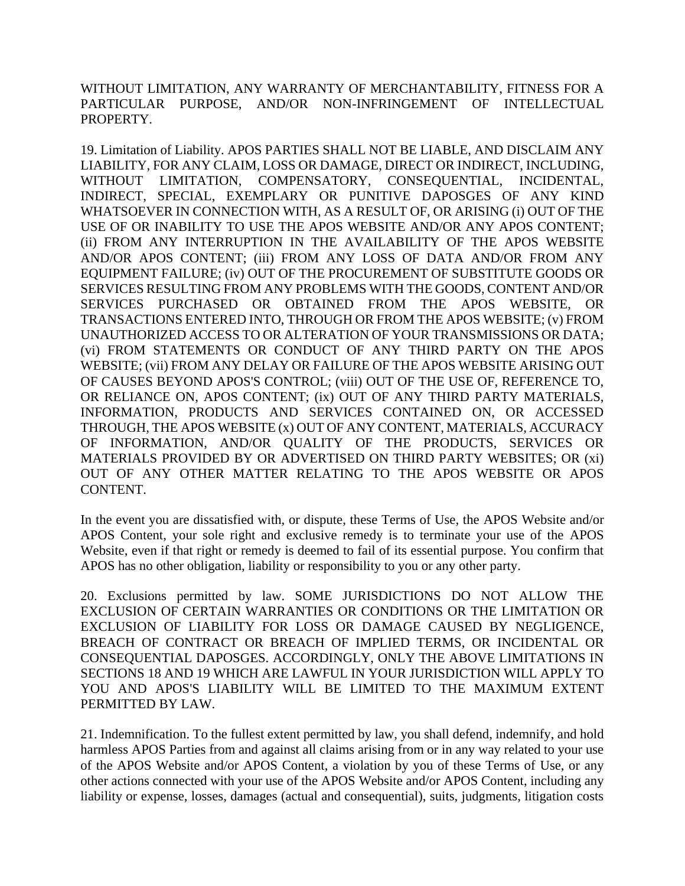WITHOUT LIMITATION, ANY WARRANTY OF MERCHANTABILITY, FITNESS FOR A PARTICULAR PURPOSE, AND/OR NON-INFRINGEMENT OF INTELLECTUAL PROPERTY.

19. Limitation of Liability. APOS PARTIES SHALL NOT BE LIABLE, AND DISCLAIM ANY LIABILITY, FOR ANY CLAIM, LOSS OR DAMAGE, DIRECT OR INDIRECT, INCLUDING, WITHOUT LIMITATION, COMPENSATORY, CONSEQUENTIAL, INCIDENTAL, INDIRECT, SPECIAL, EXEMPLARY OR PUNITIVE DAPOSGES OF ANY KIND WHATSOEVER IN CONNECTION WITH, AS A RESULT OF, OR ARISING (i) OUT OF THE USE OF OR INABILITY TO USE THE APOS WEBSITE AND/OR ANY APOS CONTENT; (ii) FROM ANY INTERRUPTION IN THE AVAILABILITY OF THE APOS WEBSITE AND/OR APOS CONTENT; (iii) FROM ANY LOSS OF DATA AND/OR FROM ANY EQUIPMENT FAILURE; (iv) OUT OF THE PROCUREMENT OF SUBSTITUTE GOODS OR SERVICES RESULTING FROM ANY PROBLEMS WITH THE GOODS, CONTENT AND/OR SERVICES PURCHASED OR OBTAINED FROM THE APOS WEBSITE, OR TRANSACTIONS ENTERED INTO, THROUGH OR FROM THE APOS WEBSITE; (v) FROM UNAUTHORIZED ACCESS TO OR ALTERATION OF YOUR TRANSMISSIONS OR DATA; (vi) FROM STATEMENTS OR CONDUCT OF ANY THIRD PARTY ON THE APOS WEBSITE; (vii) FROM ANY DELAY OR FAILURE OF THE APOS WEBSITE ARISING OUT OF CAUSES BEYOND APOS'S CONTROL; (viii) OUT OF THE USE OF, REFERENCE TO, OR RELIANCE ON, APOS CONTENT; (ix) OUT OF ANY THIRD PARTY MATERIALS, INFORMATION, PRODUCTS AND SERVICES CONTAINED ON, OR ACCESSED THROUGH, THE APOS WEBSITE (x) OUT OF ANY CONTENT, MATERIALS, ACCURACY OF INFORMATION, AND/OR QUALITY OF THE PRODUCTS, SERVICES OR MATERIALS PROVIDED BY OR ADVERTISED ON THIRD PARTY WEBSITES; OR (xi) OUT OF ANY OTHER MATTER RELATING TO THE APOS WEBSITE OR APOS CONTENT.

In the event you are dissatisfied with, or dispute, these Terms of Use, the APOS Website and/or APOS Content, your sole right and exclusive remedy is to terminate your use of the APOS Website, even if that right or remedy is deemed to fail of its essential purpose. You confirm that APOS has no other obligation, liability or responsibility to you or any other party.

20. Exclusions permitted by law. SOME JURISDICTIONS DO NOT ALLOW THE EXCLUSION OF CERTAIN WARRANTIES OR CONDITIONS OR THE LIMITATION OR EXCLUSION OF LIABILITY FOR LOSS OR DAMAGE CAUSED BY NEGLIGENCE, BREACH OF CONTRACT OR BREACH OF IMPLIED TERMS, OR INCIDENTAL OR CONSEQUENTIAL DAPOSGES. ACCORDINGLY, ONLY THE ABOVE LIMITATIONS IN SECTIONS 18 AND 19 WHICH ARE LAWFUL IN YOUR JURISDICTION WILL APPLY TO YOU AND APOS'S LIABILITY WILL BE LIMITED TO THE MAXIMUM EXTENT PERMITTED BY LAW.

21. Indemnification. To the fullest extent permitted by law, you shall defend, indemnify, and hold harmless APOS Parties from and against all claims arising from or in any way related to your use of the APOS Website and/or APOS Content, a violation by you of these Terms of Use, or any other actions connected with your use of the APOS Website and/or APOS Content, including any liability or expense, losses, damages (actual and consequential), suits, judgments, litigation costs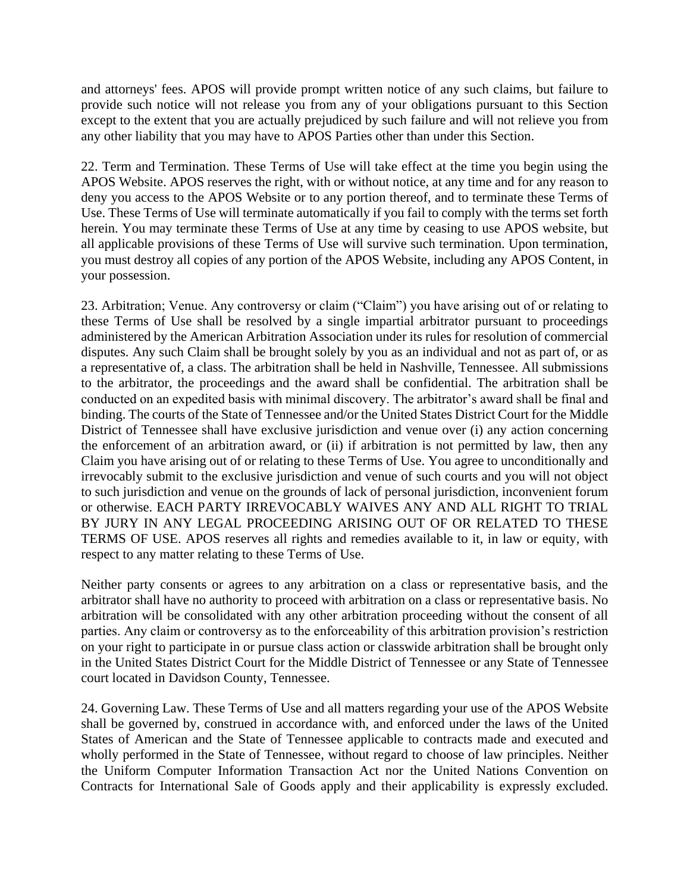and attorneys' fees. APOS will provide prompt written notice of any such claims, but failure to provide such notice will not release you from any of your obligations pursuant to this Section except to the extent that you are actually prejudiced by such failure and will not relieve you from any other liability that you may have to APOS Parties other than under this Section.

22. Term and Termination. These Terms of Use will take effect at the time you begin using the APOS Website. APOS reserves the right, with or without notice, at any time and for any reason to deny you access to the APOS Website or to any portion thereof, and to terminate these Terms of Use. These Terms of Use will terminate automatically if you fail to comply with the terms set forth herein. You may terminate these Terms of Use at any time by ceasing to use APOS website, but all applicable provisions of these Terms of Use will survive such termination. Upon termination, you must destroy all copies of any portion of the APOS Website, including any APOS Content, in your possession.

23. Arbitration; Venue. Any controversy or claim ("Claim") you have arising out of or relating to these Terms of Use shall be resolved by a single impartial arbitrator pursuant to proceedings administered by the American Arbitration Association under its rules for resolution of commercial disputes. Any such Claim shall be brought solely by you as an individual and not as part of, or as a representative of, a class. The arbitration shall be held in Nashville, Tennessee. All submissions to the arbitrator, the proceedings and the award shall be confidential. The arbitration shall be conducted on an expedited basis with minimal discovery. The arbitrator's award shall be final and binding. The courts of the State of Tennessee and/or the United States District Court for the Middle District of Tennessee shall have exclusive jurisdiction and venue over (i) any action concerning the enforcement of an arbitration award, or (ii) if arbitration is not permitted by law, then any Claim you have arising out of or relating to these Terms of Use. You agree to unconditionally and irrevocably submit to the exclusive jurisdiction and venue of such courts and you will not object to such jurisdiction and venue on the grounds of lack of personal jurisdiction, inconvenient forum or otherwise. EACH PARTY IRREVOCABLY WAIVES ANY AND ALL RIGHT TO TRIAL BY JURY IN ANY LEGAL PROCEEDING ARISING OUT OF OR RELATED TO THESE TERMS OF USE. APOS reserves all rights and remedies available to it, in law or equity, with respect to any matter relating to these Terms of Use.

Neither party consents or agrees to any arbitration on a class or representative basis, and the arbitrator shall have no authority to proceed with arbitration on a class or representative basis. No arbitration will be consolidated with any other arbitration proceeding without the consent of all parties. Any claim or controversy as to the enforceability of this arbitration provision's restriction on your right to participate in or pursue class action or classwide arbitration shall be brought only in the United States District Court for the Middle District of Tennessee or any State of Tennessee court located in Davidson County, Tennessee.

24. Governing Law. These Terms of Use and all matters regarding your use of the APOS Website shall be governed by, construed in accordance with, and enforced under the laws of the United States of American and the State of Tennessee applicable to contracts made and executed and wholly performed in the State of Tennessee, without regard to choose of law principles. Neither the Uniform Computer Information Transaction Act nor the United Nations Convention on Contracts for International Sale of Goods apply and their applicability is expressly excluded.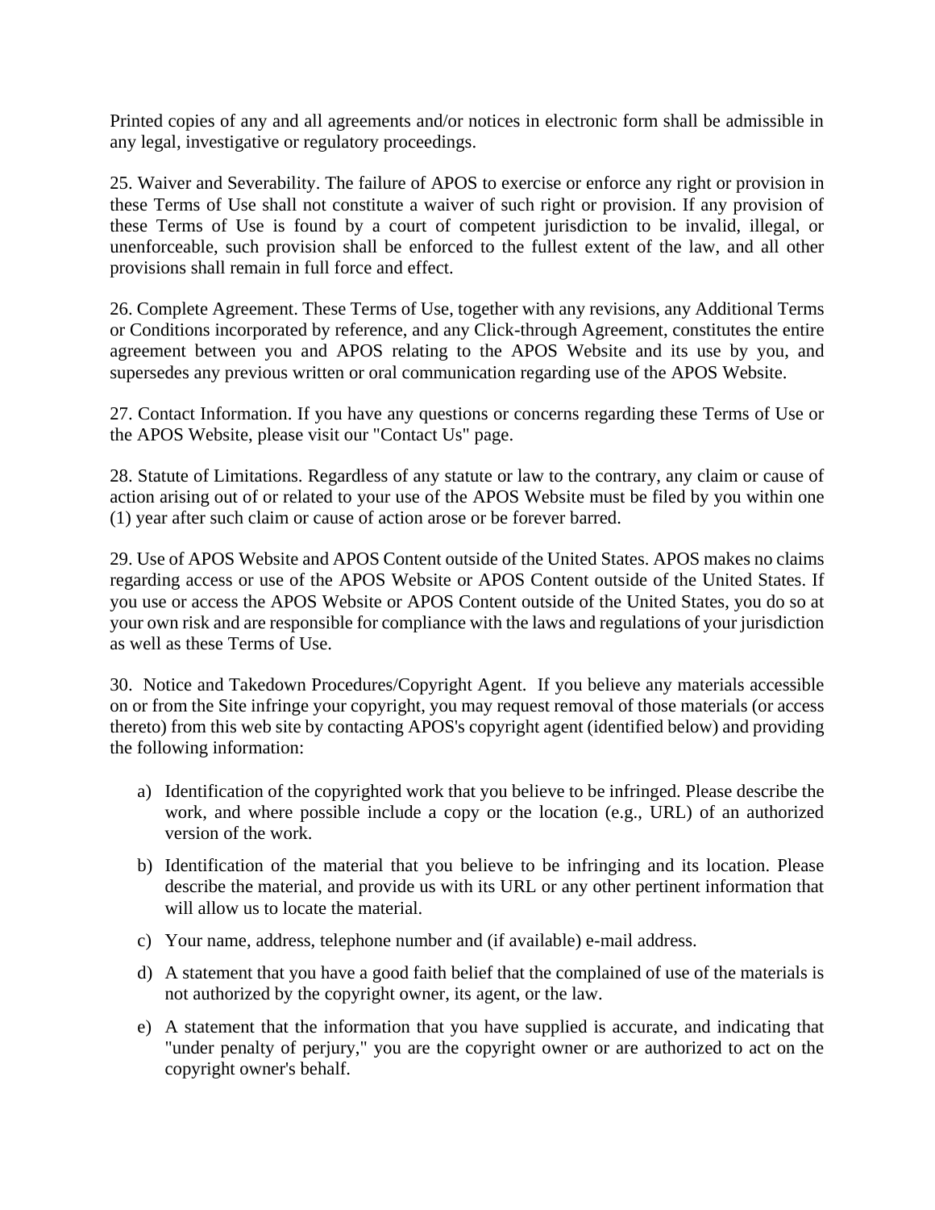Printed copies of any and all agreements and/or notices in electronic form shall be admissible in any legal, investigative or regulatory proceedings.

25. Waiver and Severability. The failure of APOS to exercise or enforce any right or provision in these Terms of Use shall not constitute a waiver of such right or provision. If any provision of these Terms of Use is found by a court of competent jurisdiction to be invalid, illegal, or unenforceable, such provision shall be enforced to the fullest extent of the law, and all other provisions shall remain in full force and effect.

26. Complete Agreement. These Terms of Use, together with any revisions, any Additional Terms or Conditions incorporated by reference, and any Click-through Agreement, constitutes the entire agreement between you and APOS relating to the APOS Website and its use by you, and supersedes any previous written or oral communication regarding use of the APOS Website.

27. Contact Information. If you have any questions or concerns regarding these Terms of Use or the APOS Website, please visit our "Contact Us" page.

28. Statute of Limitations. Regardless of any statute or law to the contrary, any claim or cause of action arising out of or related to your use of the APOS Website must be filed by you within one (1) year after such claim or cause of action arose or be forever barred.

29. Use of APOS Website and APOS Content outside of the United States. APOS makes no claims regarding access or use of the APOS Website or APOS Content outside of the United States. If you use or access the APOS Website or APOS Content outside of the United States, you do so at your own risk and are responsible for compliance with the laws and regulations of your jurisdiction as well as these Terms of Use.

30. Notice and Takedown Procedures/Copyright Agent. If you believe any materials accessible on or from the Site infringe your copyright, you may request removal of those materials (or access thereto) from this web site by contacting APOS's copyright agent (identified below) and providing the following information:

a) Identification of the copyrighted work that you believe to be infringed. Please describe the work, and where possible include a copy or the location (e.g., URL) of an authorized version of the work.

b) Identification of the material that you believe to be infringing and its location. Please describe the material, and provide us with its URL or any other pertinent information that will allow us to locate the material.

c) Your name, address, telephone number and (if available) e-mail address.

d) A statement that you have a good faith belief that the complained of use of the materials is not authorized by the copyright owner, its agent, or the law.

e) A statement that the information that you have supplied is accurate, and indicating that "under penalty of perjury," you are the copyright owner or are authorized to act on the copyright owner's behalf.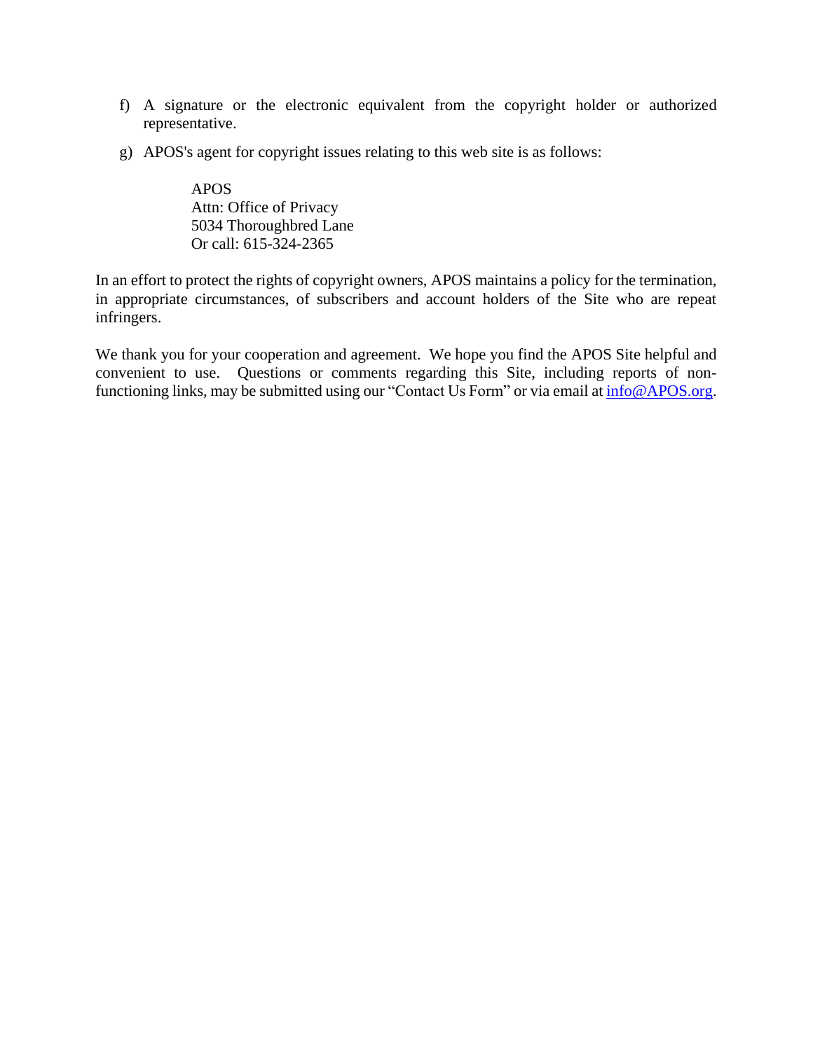f) A signature or the electronic equivalent from the copyright holder or authorized representative.

g) APOS's agent for copyright issues relating to this web site is as follows:

   APOS
   Attn: Office of Privacy
   5034 Thoroughbred Lane
   Or call: 615-324-2365

In an effort to protect the rights of copyright owners, APOS maintains a policy for the termination, in appropriate circumstances, of subscribers and account holders of the Site who are repeat infringers.

We thank you for your cooperation and agreement. We hope you find the APOS Site helpful and convenient to use. Questions or comments regarding this Site, including reports of non-functioning links, may be submitted using our "Contact Us Form" or via email at info@APOS.org.